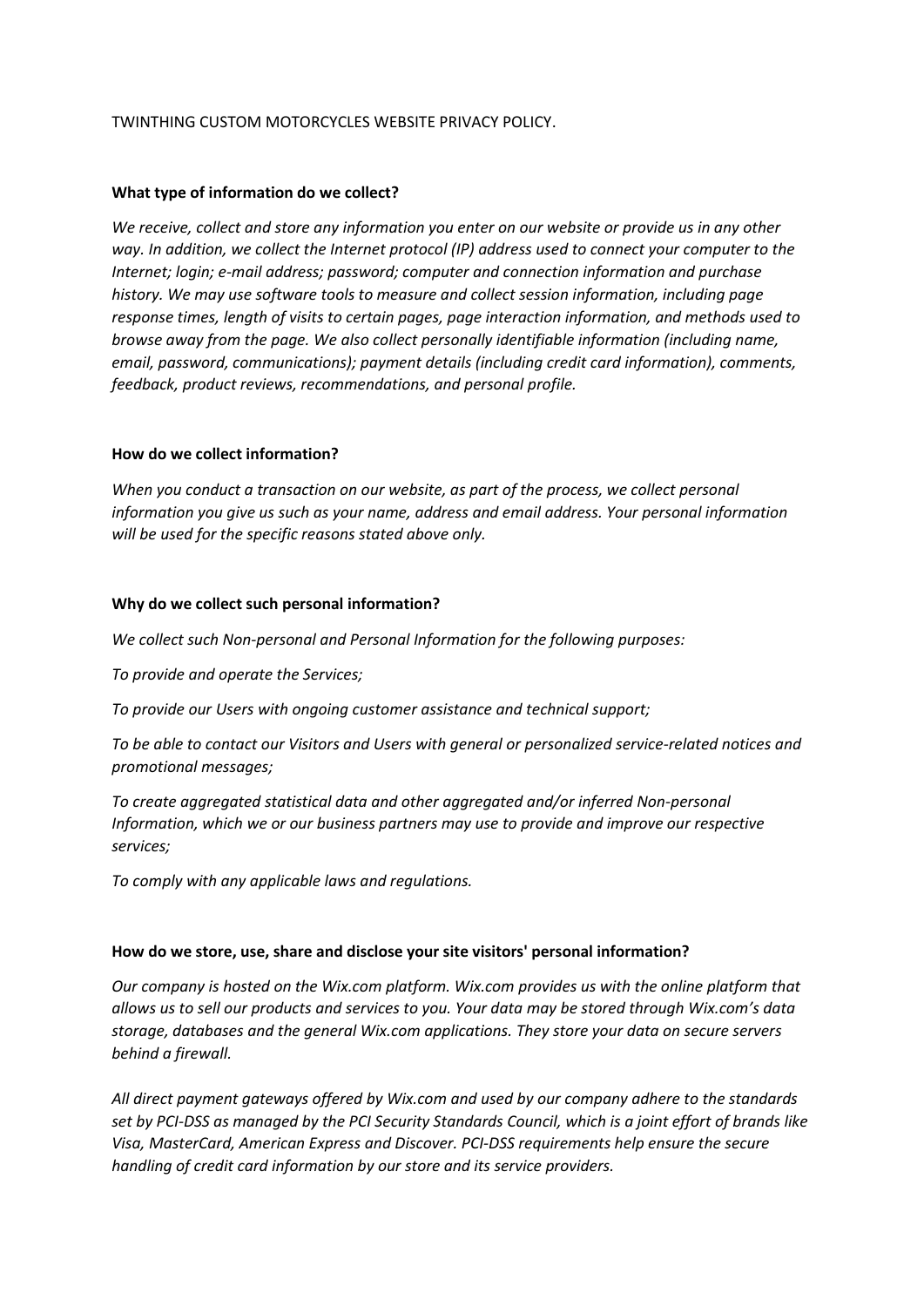TWINTHING CUSTOM MOTORCYCLES WEBSITE PRIVACY POLICY.

**What type of information do we collect?**

*We receive, collect and store any information you enter on our website or provide us in any other way. In addition, we collect the Internet protocol (IP) address used to connect your computer to the Internet; login; e-mail address; password; computer and connection information and purchase history. We may use software tools to measure and collect session information, including page response times, length of visits to certain pages, page interaction information, and methods used to browse away from the page. We also collect personally identifiable information (including name, email, password, communications); payment details (including credit card information), comments, feedback, product reviews, recommendations, and personal profile.*

**How do we collect information?**

*When you conduct a transaction on our website, as part of the process, we collect personal information you give us such as your name, address and email address. Your personal information will be used for the specific reasons stated above only.*

**Why do we collect such personal information?**

*We collect such Non-personal and Personal Information for the following purposes:*

*To provide and operate the Services;*

*To provide our Users with ongoing customer assistance and technical support;*

*To be able to contact our Visitors and Users with general or personalized service-related notices and promotional messages;*

*To create aggregated statistical data and other aggregated and/or inferred Non-personal Information, which we or our business partners may use to provide and improve our respective services;*

*To comply with any applicable laws and regulations.*

**How do we store, use, share and disclose your site visitors' personal information?**

*Our company is hosted on the Wix.com platform. Wix.com provides us with the online platform that allows us to sell our products and services to you. Your data may be stored through Wix.com's data storage, databases and the general Wix.com applications. They store your data on secure servers behind a firewall.*

*All direct payment gateways offered by Wix.com and used by our company adhere to the standards set by PCI-DSS as managed by the PCI Security Standards Council, which is a joint effort of brands like Visa, MasterCard, American Express and Discover. PCI-DSS requirements help ensure the secure handling of credit card information by our store and its service providers.*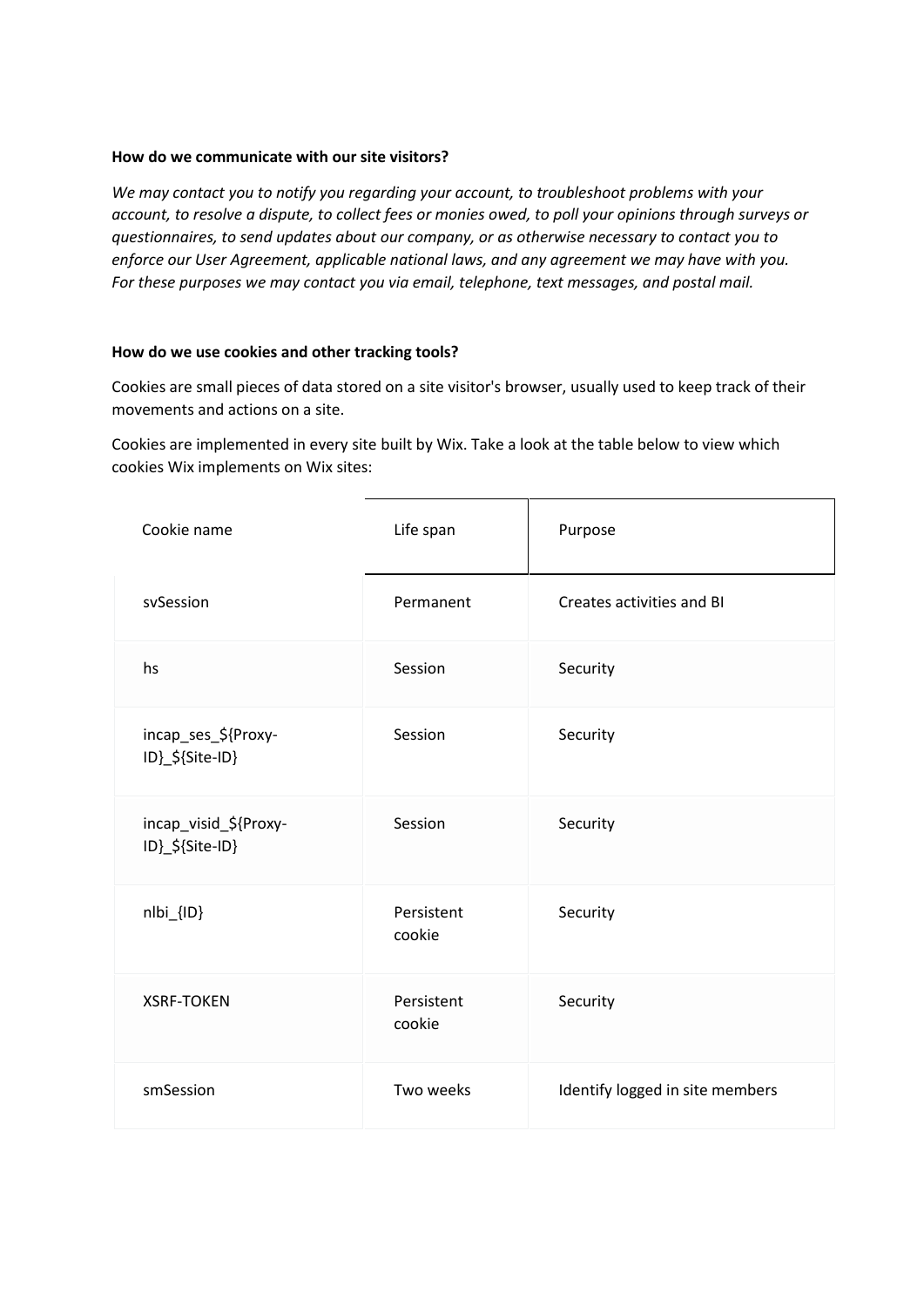**How do we communicate with our site visitors?**

*We may contact you to notify you regarding your account, to troubleshoot problems with your account, to resolve a dispute, to collect fees or monies owed, to poll your opinions through surveys or questionnaires, to send updates about our company, or as otherwise necessary to contact you to enforce our User Agreement, applicable national laws, and any agreement we may have with you. For these purposes we may contact you via email, telephone, text messages, and postal mail.*

**How do we use cookies and other tracking tools?**

Cookies are small pieces of data stored on a site visitor's browser, usually used to keep track of their movements and actions on a site.

Cookies are implemented in every site built by Wix. Take a look at the table below to view which cookies Wix implements on Wix sites:

| Cookie name | Life span | Purpose |
|---|---|---|
| svSession | Permanent | Creates activities and BI |
| hs | Session | Security |
| incap_ses_${Proxy-ID}_${Site-ID} | Session | Security |
| incap_visid_${Proxy-ID}_${Site-ID} | Session | Security |
| nlbi_{ID} | Persistent cookie | Security |
| XSRF-TOKEN | Persistent cookie | Security |
| smSession | Two weeks | Identify logged in site members |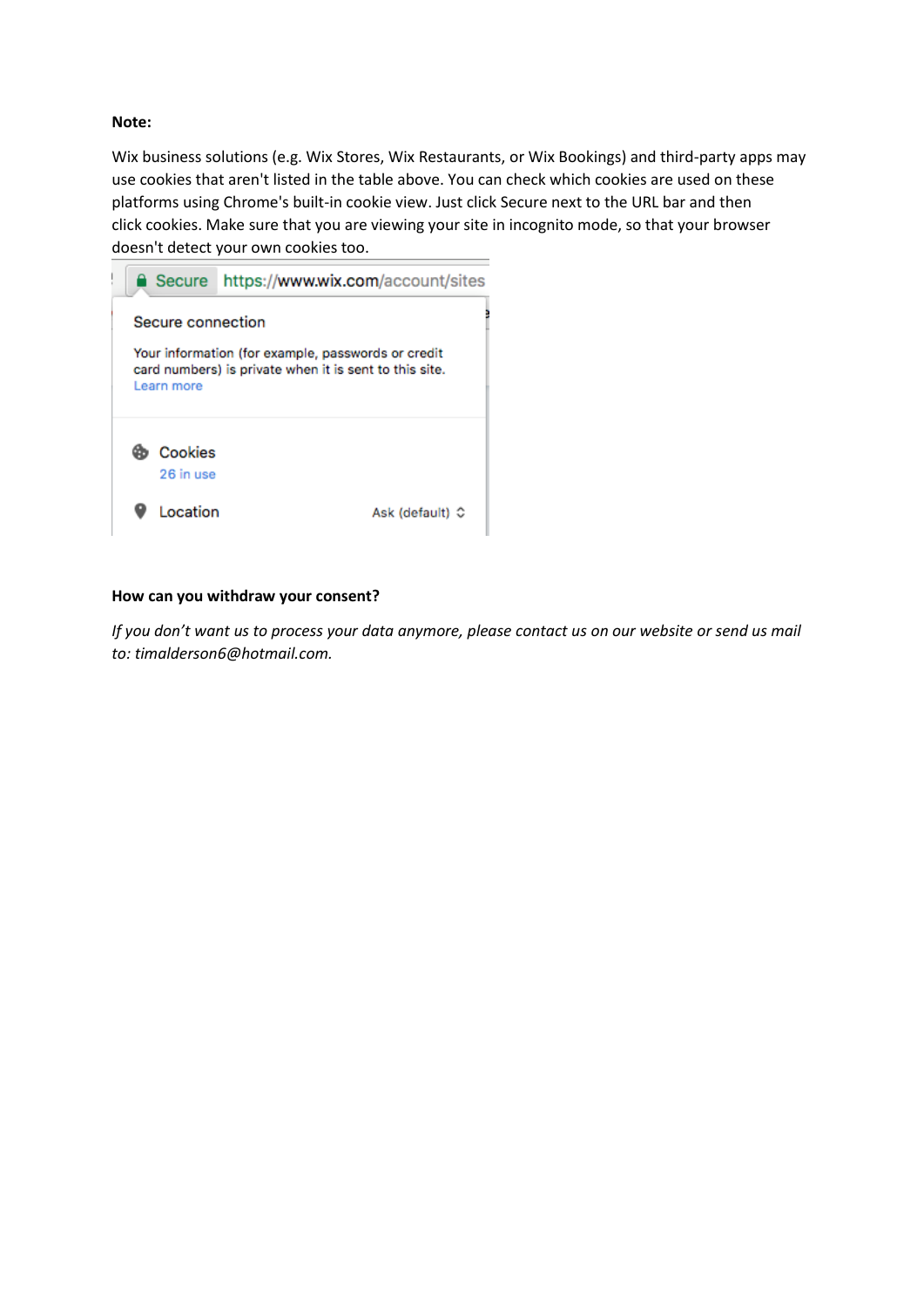**Note:**

Wix business solutions (e.g. Wix Stores, Wix Restaurants, or Wix Bookings) and third-party apps may use cookies that aren't listed in the table above. You can check which cookies are used on these platforms using Chrome's built-in cookie view. Just click Secure next to the URL bar and then click cookies. Make sure that you are viewing your site in incognito mode, so that your browser doesn't detect your own cookies too.

**How can you withdraw your consent?**

*If you don't want us to process your data anymore, please contact us on our website or send us mail to: timalderson6@hotmail.com.*